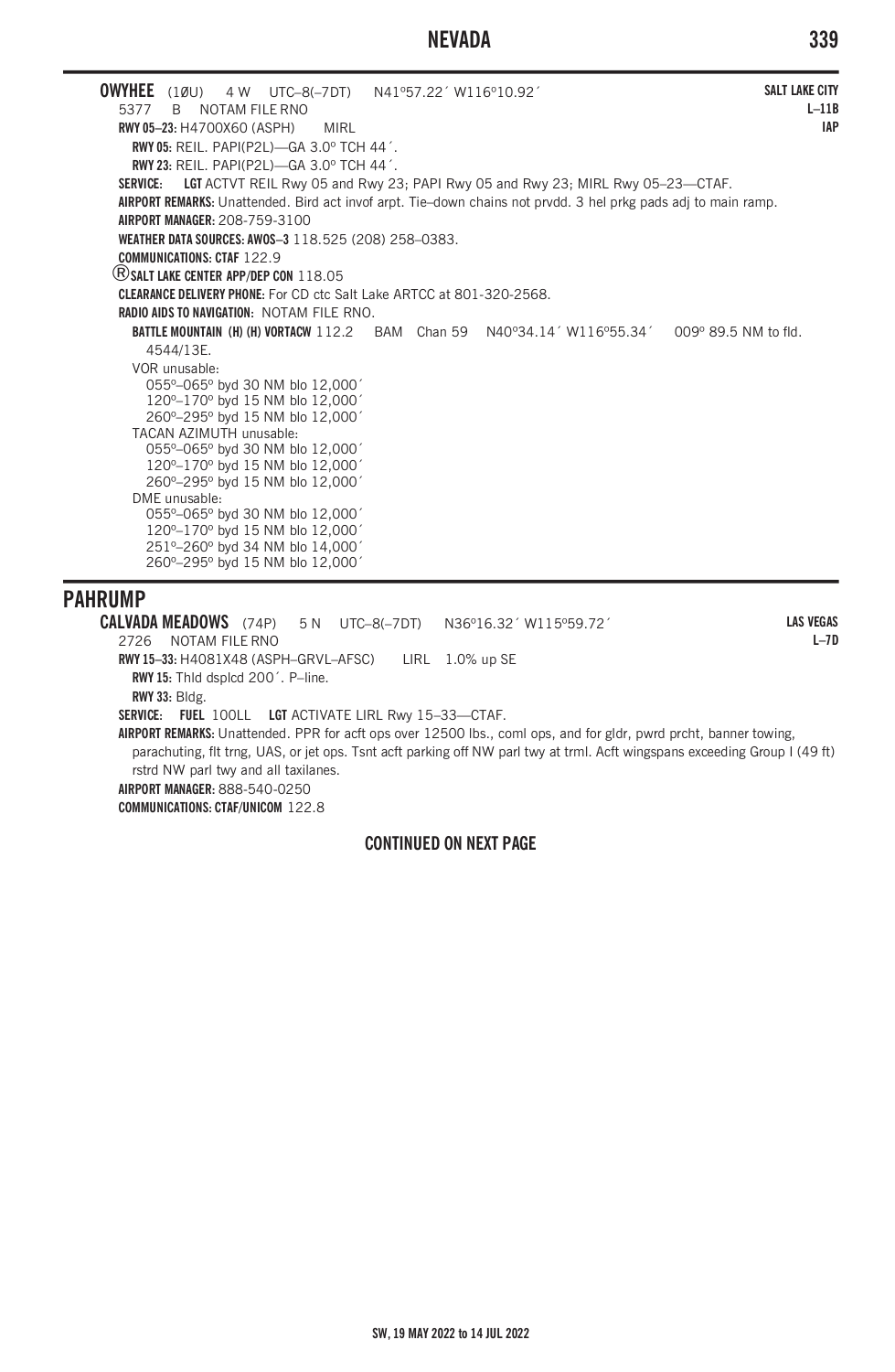**OWYHEE** (1ØU) 4 W UTC–8(–7DT) N41°57.22´ W116°10.92´ **SALT LAKE CITY**
5377 B NOTAM FILE RNO **L–11B**
**IAP**

**RWY 05–23:** H4700X60 (ASPH) MIRL

**RWY 05:** REIL. PAPI(P2L)—GA 3.0° TCH 44´.

**RWY 23:** REIL. PAPI(P2L)—GA 3.0° TCH 44´.

**SERVICE:** **LGT** ACTVT REIL Rwy 05 and Rwy 23; PAPI Rwy 05 and Rwy 23; MIRL Rwy 05–23—CTAF.

**AIRPORT REMARKS:** Unattended. Bird act invof arpt. Tie–down chains not prvdd. 3 hel prkg pads adj to main ramp.

**AIRPORT MANAGER:** 208-759-3100

**WEATHER DATA SOURCES: AWOS–3** 118.525 (208) 258–0383.

**COMMUNICATIONS: CTAF** 122.9

®**SALT LAKE CENTER APP/DEP CON** 118.05

**CLEARANCE DELIVERY PHONE:** For CD ctc Salt Lake ARTCC at 801-320-2568.

**RADIO AIDS TO NAVIGATION:** NOTAM FILE RNO.

**BATTLE MOUNTAIN (H) (H) VORTACW** 112.2 BAM Chan 59 N40°34.14´ W116°55.34´ 009° 89.5 NM to fld. 4544/13E.

VOR unusable:
055°–065° byd 30 NM blo 12,000´
120°–170° byd 15 NM blo 12,000´
260°–295° byd 15 NM blo 12,000´

TACAN AZIMUTH unusable:
055°–065° byd 30 NM blo 12,000´
120°–170° byd 15 NM blo 12,000´
260°–295° byd 15 NM blo 12,000´

DME unusable:
055°–065° byd 30 NM blo 12,000´
120°–170° byd 15 NM blo 12,000´
251°–260° byd 34 NM blo 14,000´
260°–295° byd 15 NM blo 12,000´

## PAHRUMP

**CALVADA MEADOWS** (74P) 5 N UTC–8(–7DT) N36°16.32´ W115°59.72´ **LAS VEGAS**
2726 NOTAM FILE RNO **L–7D**

**RWY 15–33:** H4081X48 (ASPH–GRVL–AFSC) LIRL 1.0% up SE

**RWY 15:** Thld dsplcd 200´. P–line.

**RWY 33:** Bldg.

**SERVICE:** **FUEL** 100LL **LGT** ACTIVATE LIRL Rwy 15–33—CTAF.

**AIRPORT REMARKS:** Unattended. PPR for acft ops over 12500 lbs., coml ops, and for gldr, pwrd prcht, banner towing, parachuting, flt trng, UAS, or jet ops. Tsnt acft parking off NW parl twy at trml. Acft wingspans exceeding Group I (49 ft) rstrd NW parl twy and all taxilanes.

**AIRPORT MANAGER:** 888-540-0250

**COMMUNICATIONS: CTAF/UNICOM** 122.8

**CONTINUED ON NEXT PAGE**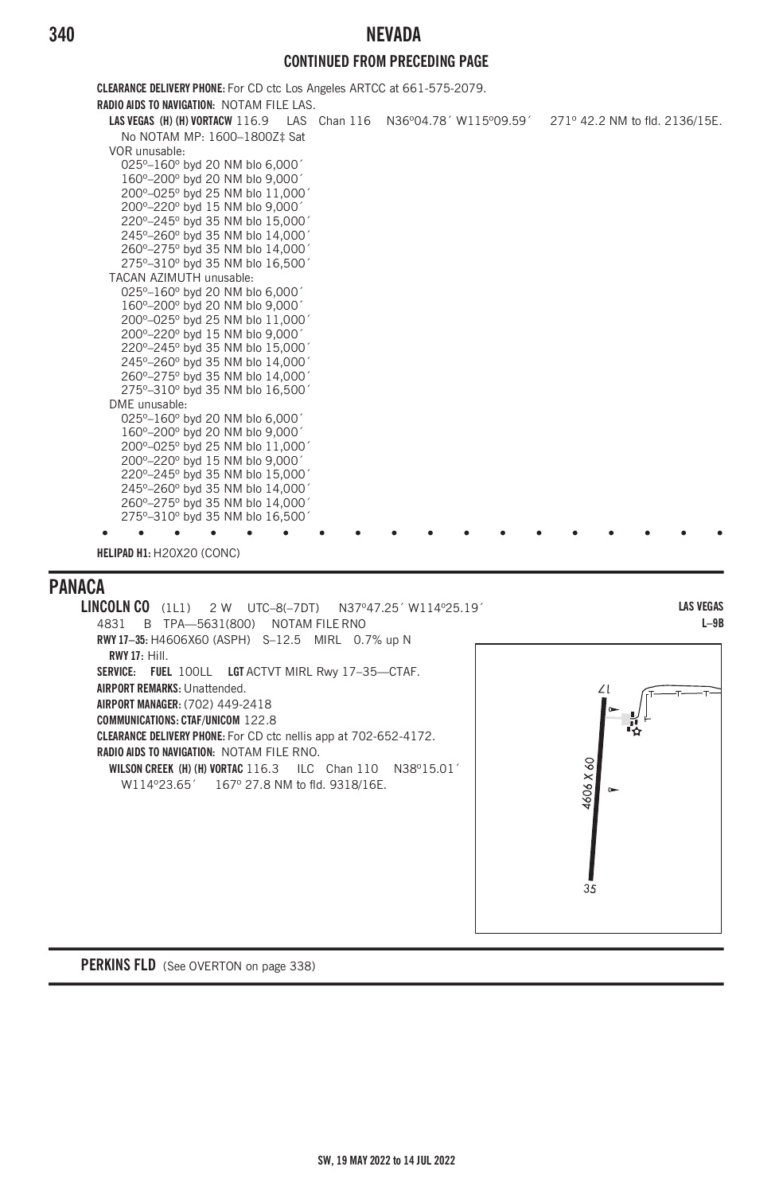## CONTINUED FROM PRECEDING PAGE

**CLEARANCE DELIVERY PHONE:** For CD ctc Los Angeles ARTCC at 661-575-2079.

**RADIO AIDS TO NAVIGATION:** NOTAM FILE LAS.

**LAS VEGAS (H) (H) VORTACW** 116.9 LAS Chan 116 N36°04.78´ W115°09.59´ 271° 42.2 NM to fld. 2136/15E.

No NOTAM MP: 1600–1800Z‡ Sat

VOR unusable:
- 025°–160° byd 20 NM blo 6,000´
- 160°–200° byd 20 NM blo 9,000´
- 200°–025° byd 25 NM blo 11,000´
- 200°–220° byd 15 NM blo 9,000´
- 220°–245° byd 35 NM blo 15,000´
- 245°–260° byd 35 NM blo 14,000´
- 260°–275° byd 35 NM blo 14,000´
- 275°–310° byd 35 NM blo 16,500´

TACAN AZIMUTH unusable:
- 025°–160° byd 20 NM blo 6,000´
- 160°–200° byd 20 NM blo 9,000´
- 200°–025° byd 25 NM blo 11,000´
- 200°–220° byd 15 NM blo 9,000´
- 220°–245° byd 35 NM blo 15,000´
- 245°–260° byd 35 NM blo 14,000´
- 260°–275° byd 35 NM blo 14,000´
- 275°–310° byd 35 NM blo 16,500´

DME unusable:
- 025°–160° byd 20 NM blo 6,000´
- 160°–200° byd 20 NM blo 9,000´
- 200°–025° byd 25 NM blo 11,000´
- 200°–220° byd 15 NM blo 9,000´
- 220°–245° byd 35 NM blo 15,000´
- 245°–260° byd 35 NM blo 14,000´
- 260°–275° byd 35 NM blo 14,000´
- 275°–310° byd 35 NM blo 16,500´

• • • • • • • • • • • • • • • • • •

**HELIPAD H1:** H20X20 (CONC)

## PANACA

**LINCOLN CO** (1L1) 2 W UTC–8(–7DT) N37°47.25´ W114°25.19´ — **LAS VEGAS L–9B**

4831 B TPA—5631(800) NOTAM FILE RNO

**RWY 17–35:** H4606X60 (ASPH) S–12.5 MIRL 0.7% up N

**RWY 17:** Hill.

**SERVICE: FUEL** 100LL **LGT** ACTVT MIRL Rwy 17–35—CTAF.

**AIRPORT REMARKS:** Unattended.

**AIRPORT MANAGER:** (702) 449-2418

**COMMUNICATIONS: CTAF/UNICOM** 122.8

**CLEARANCE DELIVERY PHONE:** For CD ctc nellis app at 702-652-4172.

**RADIO AIDS TO NAVIGATION:** NOTAM FILE RNO.

**WILSON CREEK (H) (H) VORTAC** 116.3 ILC Chan 110 N38°15.01´ W114°23.65´ 167° 27.8 NM to fld. 9318/16E.

17

4606 X 60

35

**PERKINS FLD** (See OVERTON on page 338)